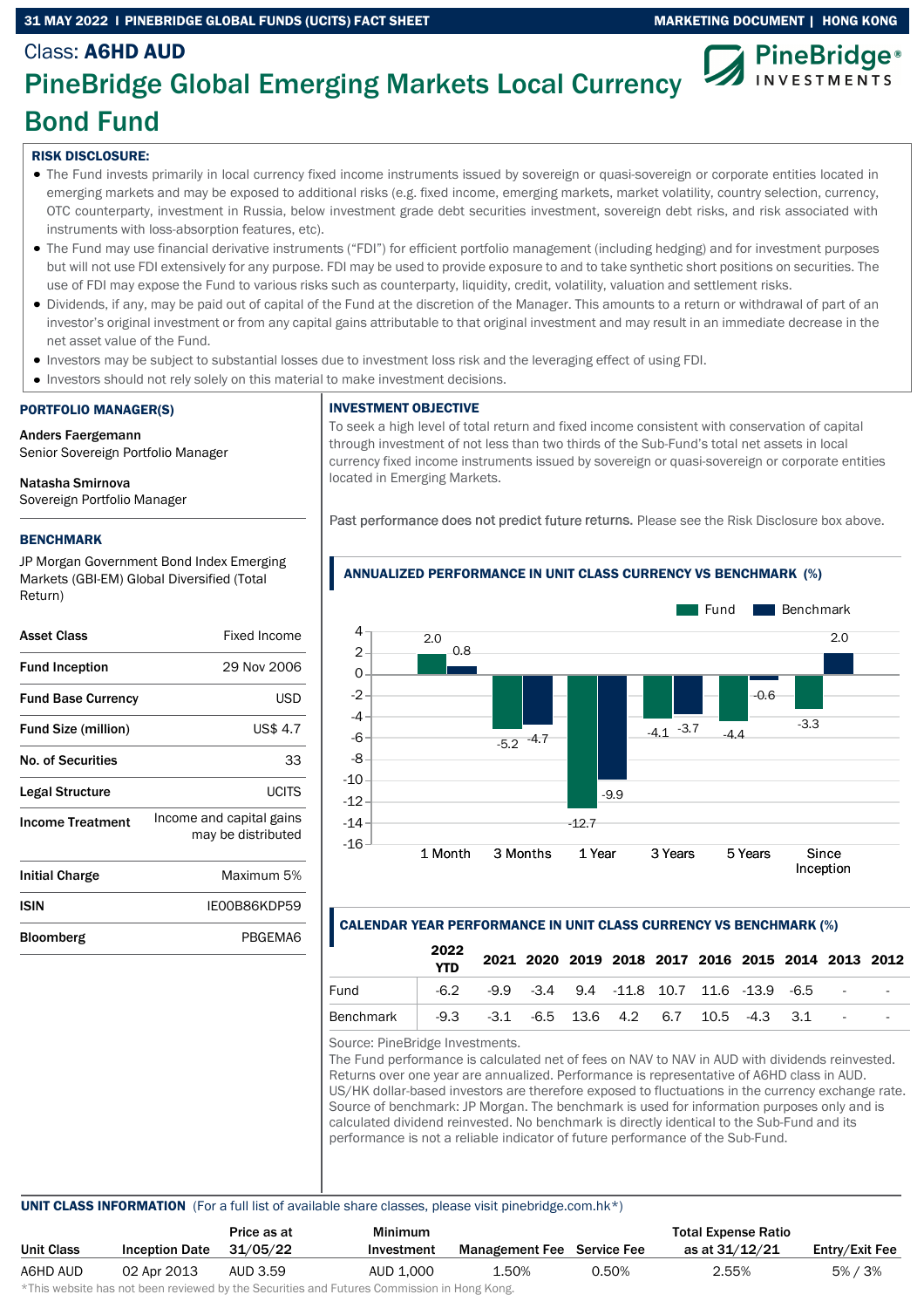31 MAY 2022 | PINEBRIDGE GLOBAL FUNDS (UCITS) FACT SHEET — MARKETING DOCUMENT | HONG KONG

Class: **A6HD AUD**

# PineBridge Global Emerging Markets Local Currency Bond Fund

**RISK DISCLOSURE:**

- The Fund invests primarily in local currency fixed income instruments issued by sovereign or quasi-sovereign or corporate entities located in emerging markets and may be exposed to additional risks (e.g. fixed income, emerging markets, market volatility, country selection, currency, OTC counterparty, investment in Russia, below investment grade debt securities investment, sovereign debt risks, and risk associated with instruments with loss-absorption features, etc).
- The Fund may use financial derivative instruments ("FDI") for efficient portfolio management (including hedging) and for investment purposes but will not use FDI extensively for any purpose. FDI may be used to provide exposure to and to take synthetic short positions on securities. The use of FDI may expose the Fund to various risks such as counterparty, liquidity, credit, volatility, valuation and settlement risks.
- Dividends, if any, may be paid out of capital of the Fund at the discretion of the Manager. This amounts to a return or withdrawal of part of an investor's original investment or from any capital gains attributable to that original investment and may result in an immediate decrease in the net asset value of the Fund.
- Investors may be subject to substantial losses due to investment loss risk and the leveraging effect of using FDI.
- Investors should not rely solely on this material to make investment decisions.

## PORTFOLIO MANAGER(S)

**Anders Faergemann**
Senior Sovereign Portfolio Manager

**Natasha Smirnova**
Sovereign Portfolio Manager

## BENCHMARK

JP Morgan Government Bond Index Emerging Markets (GBI-EM) Global Diversified (Total Return)

| | |
|---|---|
| **Asset Class** | Fixed Income |
| **Fund Inception** | 29 Nov 2006 |
| **Fund Base Currency** | USD |
| **Fund Size (million)** | US$ 4.7 |
| **No. of Securities** | 33 |
| **Legal Structure** | UCITS |
| **Income Treatment** | Income and capital gains may be distributed |
| **Initial Charge** | Maximum 5% |
| **ISIN** | IE00B86KDP59 |
| **Bloomberg** | PBGEMA6 |

## INVESTMENT OBJECTIVE

To seek a high level of total return and fixed income consistent with conservation of capital through investment of not less than two thirds of the Sub-Fund's total net assets in local currency fixed income instruments issued by sovereign or quasi-sovereign or corporate entities located in Emerging Markets.

Past performance does not predict future returns. Please see the Risk Disclosure box above.

## ANNUALIZED PERFORMANCE IN UNIT CLASS CURRENCY VS BENCHMARK (%)

| | 1 Month | 3 Months | 1 Year | 3 Years | 5 Years | Since Inception |
|---|---|---|---|---|---|---|
| Fund | 2.0 | -5.2 | -12.7 | -4.1 | -4.4 | -3.3 |
| Benchmark | 0.8 | -4.7 | -9.9 | -3.7 | -0.6 | 2.0 |

## CALENDAR YEAR PERFORMANCE IN UNIT CLASS CURRENCY VS BENCHMARK (%)

| | 2022 YTD | 2021 | 2020 | 2019 | 2018 | 2017 | 2016 | 2015 | 2014 | 2013 | 2012 |
|---|---|---|---|---|---|---|---|---|---|---|---|
| Fund | -6.2 | -9.9 | -3.4 | 9.4 | -11.8 | 10.7 | 11.6 | -13.9 | -6.5 | - | - |
| Benchmark | -9.3 | -3.1 | -6.5 | 13.6 | 4.2 | 6.7 | 10.5 | -4.3 | 3.1 | - | - |

Source: PineBridge Investments.
The Fund performance is calculated net of fees on NAV to NAV in AUD with dividends reinvested. Returns over one year are annualized. Performance is representative of A6HD class in AUD. US/HK dollar-based investors are therefore exposed to fluctuations in the currency exchange rate. Source of benchmark: JP Morgan. The benchmark is used for information purposes only and is calculated dividend reinvested. No benchmark is directly identical to the Sub-Fund and its performance is not a reliable indicator of future performance of the Sub-Fund.

## UNIT CLASS INFORMATION

(For a full list of available share classes, please visit pinebridge.com.hk*)

| Unit Class | Inception Date | Price as at 31/05/22 | Minimum Investment | Management Fee | Service Fee | Total Expense Ratio as at 31/12/21 | Entry/Exit Fee |
|---|---|---|---|---|---|---|---|
| A6HD AUD | 02 Apr 2013 | AUD 3.59 | AUD 1,000 | 1.50% | 0.50% | 2.55% | 5% / 3% |

*This website has not been reviewed by the Securities and Futures Commission in Hong Kong.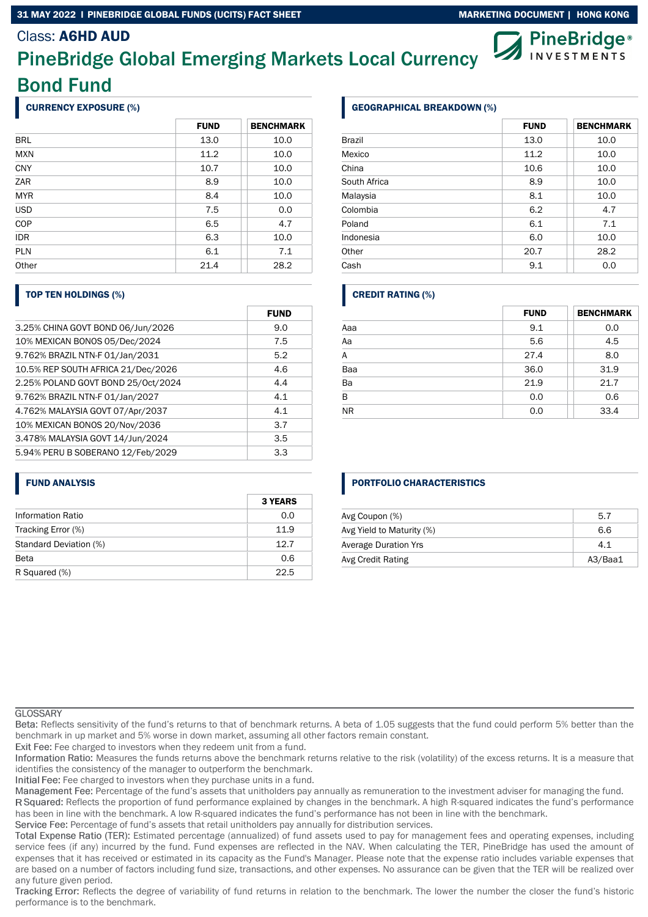Class: **A6HD AUD**

# PineBridge Global Emerging Markets Local Currency Bond Fund

## CURRENCY EXPOSURE (%)

| | FUND | BENCHMARK |
|---|---|---|
| BRL | 13.0 | 10.0 |
| MXN | 11.2 | 10.0 |
| CNY | 10.7 | 10.0 |
| ZAR | 8.9 | 10.0 |
| MYR | 8.4 | 10.0 |
| USD | 7.5 | 0.0 |
| COP | 6.5 | 4.7 |
| IDR | 6.3 | 10.0 |
| PLN | 6.1 | 7.1 |
| Other | 21.4 | 28.2 |

## TOP TEN HOLDINGS (%)

| | FUND |
|---|---|
| 3.25% CHINA GOVT BOND 06/Jun/2026 | 9.0 |
| 10% MEXICAN BONOS 05/Dec/2024 | 7.5 |
| 9.762% BRAZIL NTN-F 01/Jan/2031 | 5.2 |
| 10.5% REP SOUTH AFRICA 21/Dec/2026 | 4.6 |
| 2.25% POLAND GOVT BOND 25/Oct/2024 | 4.4 |
| 9.762% BRAZIL NTN-F 01/Jan/2027 | 4.1 |
| 4.762% MALAYSIA GOVT 07/Apr/2037 | 4.1 |
| 10% MEXICAN BONOS 20/Nov/2036 | 3.7 |
| 3.478% MALAYSIA GOVT 14/Jun/2024 | 3.5 |
| 5.94% PERU B SOBERANO 12/Feb/2029 | 3.3 |

## FUND ANALYSIS

| | 3 YEARS |
|---|---|
| Information Ratio | 0.0 |
| Tracking Error (%) | 11.9 |
| Standard Deviation (%) | 12.7 |
| Beta | 0.6 |
| R Squared (%) | 22.5 |

## GEOGRAPHICAL BREAKDOWN (%)

| | FUND | BENCHMARK |
|---|---|---|
| Brazil | 13.0 | 10.0 |
| Mexico | 11.2 | 10.0 |
| China | 10.6 | 10.0 |
| South Africa | 8.9 | 10.0 |
| Malaysia | 8.1 | 10.0 |
| Colombia | 6.2 | 4.7 |
| Poland | 6.1 | 7.1 |
| Indonesia | 6.0 | 10.0 |
| Other | 20.7 | 28.2 |
| Cash | 9.1 | 0.0 |

## CREDIT RATING (%)

| | FUND | BENCHMARK |
|---|---|---|
| Aaa | 9.1 | 0.0 |
| Aa | 5.6 | 4.5 |
| A | 27.4 | 8.0 |
| Baa | 36.0 | 31.9 |
| Ba | 21.9 | 21.7 |
| B | 0.0 | 0.6 |
| NR | 0.0 | 33.4 |

## PORTFOLIO CHARACTERISTICS

| | |
|---|---|
| Avg Coupon (%) | 5.7 |
| Avg Yield to Maturity (%) | 6.6 |
| Average Duration Yrs | 4.1 |
| Avg Credit Rating | A3/Baa1 |

### GLOSSARY

Beta: Reflects sensitivity of the fund's returns to that of benchmark returns. A beta of 1.05 suggests that the fund could perform 5% better than the benchmark in up market and 5% worse in down market, assuming all other factors remain constant.

Exit Fee: Fee charged to investors when they redeem unit from a fund.

Information Ratio: Measures the funds returns above the benchmark returns relative to the risk (volatility) of the excess returns. It is a measure that identifies the consistency of the manager to outperform the benchmark.

Initial Fee: Fee charged to investors when they purchase units in a fund.

Management Fee: Percentage of the fund's assets that unitholders pay annually as remuneration to the investment adviser for managing the fund.

R Squared: Reflects the proportion of fund performance explained by changes in the benchmark. A high R-squared indicates the fund's performance has been in line with the benchmark. A low R-squared indicates the fund's performance has not been in line with the benchmark.

Service Fee: Percentage of fund's assets that retail unitholders pay annually for distribution services.

Total Expense Ratio (TER): Estimated percentage (annualized) of fund assets used to pay for management fees and operating expenses, including service fees (if any) incurred by the fund. Fund expenses are reflected in the NAV. When calculating the TER, PineBridge has used the amount of expenses that it has received or estimated in its capacity as the Fund's Manager. Please note that the expense ratio includes variable expenses that are based on a number of factors including fund size, transactions, and other expenses. No assurance can be given that the TER will be realized over any future given period.

Tracking Error: Reflects the degree of variability of fund returns in relation to the benchmark. The lower the number the closer the fund's historic performance is to the benchmark.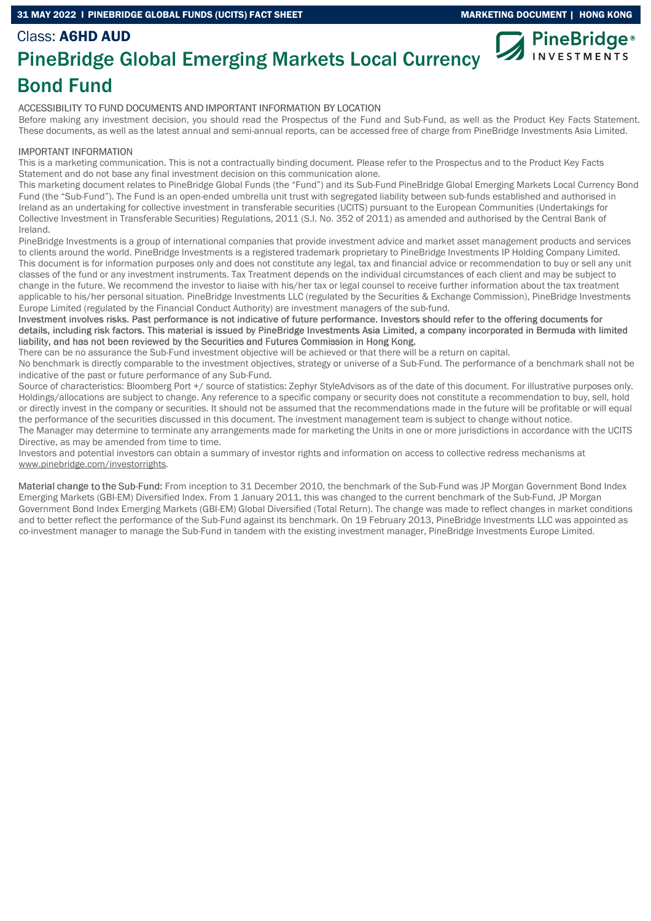Class: **A6HD AUD**

# PineBridge Global Emerging Markets Local Currency Bond Fund

ACCESSIBILITY TO FUND DOCUMENTS AND IMPORTANT INFORMATION BY LOCATION

Before making any investment decision, you should read the Prospectus of the Fund and Sub-Fund, as well as the Product Key Facts Statement. These documents, as well as the latest annual and semi-annual reports, can be accessed free of charge from PineBridge Investments Asia Limited.

IMPORTANT INFORMATION

This is a marketing communication. This is not a contractually binding document. Please refer to the Prospectus and to the Product Key Facts Statement and do not base any final investment decision on this communication alone.

This marketing document relates to PineBridge Global Funds (the "Fund") and its Sub-Fund PineBridge Global Emerging Markets Local Currency Bond Fund (the "Sub-Fund"). The Fund is an open-ended umbrella unit trust with segregated liability between sub-funds established and authorised in Ireland as an undertaking for collective investment in transferable securities (UCITS) pursuant to the European Communities (Undertakings for Collective Investment in Transferable Securities) Regulations, 2011 (S.I. No. 352 of 2011) as amended and authorised by the Central Bank of Ireland.

PineBridge Investments is a group of international companies that provide investment advice and market asset management products and services to clients around the world. PineBridge Investments is a registered trademark proprietary to PineBridge Investments IP Holding Company Limited.

This document is for information purposes only and does not constitute any legal, tax and financial advice or recommendation to buy or sell any unit classes of the fund or any investment instruments. Tax Treatment depends on the individual circumstances of each client and may be subject to change in the future. We recommend the investor to liaise with his/her tax or legal counsel to receive further information about the tax treatment applicable to his/her personal situation. PineBridge Investments LLC (regulated by the Securities & Exchange Commission), PineBridge Investments Europe Limited (regulated by the Financial Conduct Authority) are investment managers of the sub-fund.

Investment involves risks. Past performance is not indicative of future performance. Investors should refer to the offering documents for details, including risk factors. This material is issued by PineBridge Investments Asia Limited, a company incorporated in Bermuda with limited liability, and has not been reviewed by the Securities and Futures Commission in Hong Kong.

There can be no assurance the Sub-Fund investment objective will be achieved or that there will be a return on capital.

No benchmark is directly comparable to the investment objectives, strategy or universe of a Sub-Fund. The performance of a benchmark shall not be indicative of the past or future performance of any Sub-Fund.

Source of characteristics: Bloomberg Port +/ source of statistics: Zephyr StyleAdvisors as of the date of this document. For illustrative purposes only. Holdings/allocations are subject to change. Any reference to a specific company or security does not constitute a recommendation to buy, sell, hold or directly invest in the company or securities. It should not be assumed that the recommendations made in the future will be profitable or will equal the performance of the securities discussed in this document. The investment management team is subject to change without notice.

The Manager may determine to terminate any arrangements made for marketing the Units in one or more jurisdictions in accordance with the UCITS Directive, as may be amended from time to time.

Investors and potential investors can obtain a summary of investor rights and information on access to collective redress mechanisms at www.pinebridge.com/investorrights.

Material change to the Sub-Fund: From inception to 31 December 2010, the benchmark of the Sub-Fund was JP Morgan Government Bond Index Emerging Markets (GBI-EM) Diversified Index. From 1 January 2011, this was changed to the current benchmark of the Sub-Fund, JP Morgan Government Bond Index Emerging Markets (GBI-EM) Global Diversified (Total Return). The change was made to reflect changes in market conditions and to better reflect the performance of the Sub-Fund against its benchmark. On 19 February 2013, PineBridge Investments LLC was appointed as co-investment manager to manage the Sub-Fund in tandem with the existing investment manager, PineBridge Investments Europe Limited.